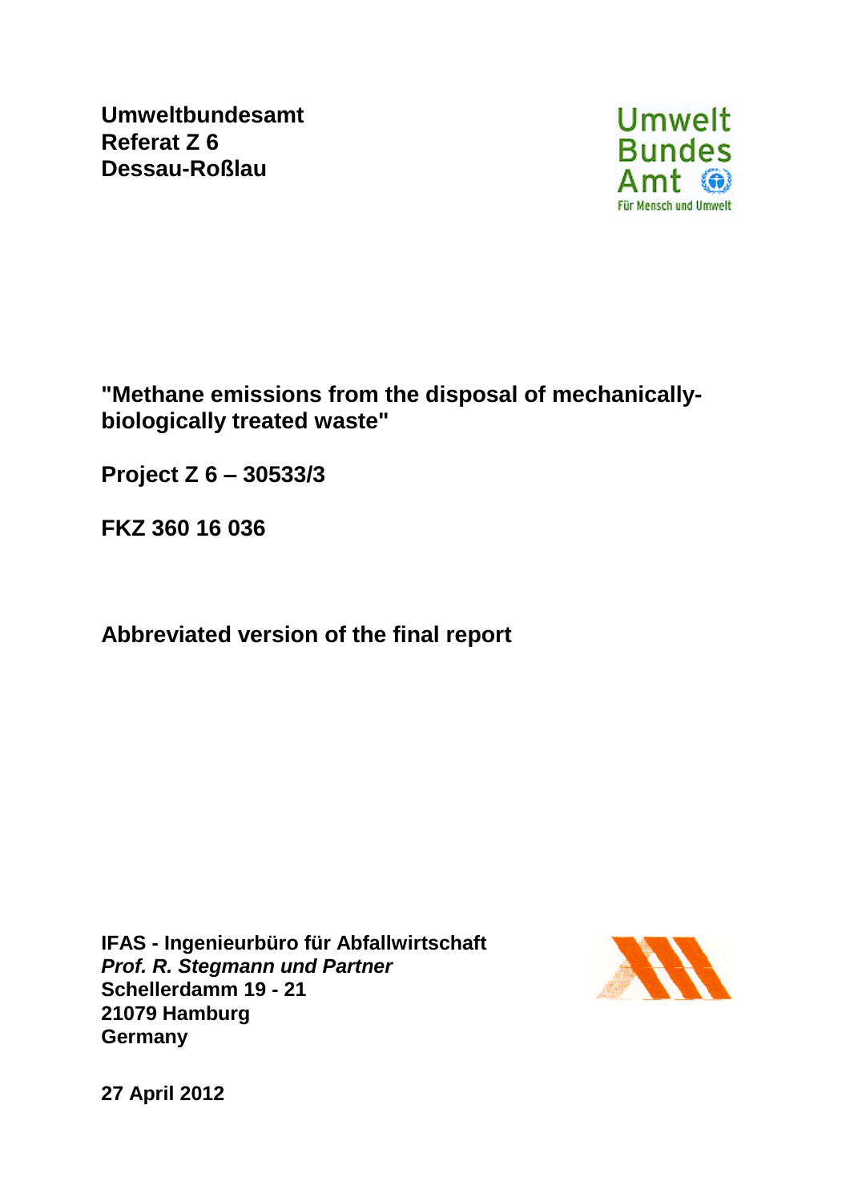**Umweltbundesamt**
**Referat Z 6**
**Dessau-Roßlau**

Umwelt Bundes Amt
Für Mensch und Umwelt

# "Methane emissions from the disposal of mechanically-biologically treated waste"

**Project Z 6 – 30533/3**

**FKZ 360 16 036**

## Abbreviated version of the final report

**IFAS - Ingenieurbüro für Abfallwirtschaft**
***Prof. R. Stegmann und Partner***
**Schellerdamm 19 - 21**
**21079 Hamburg**
**Germany**

**27 April 2012**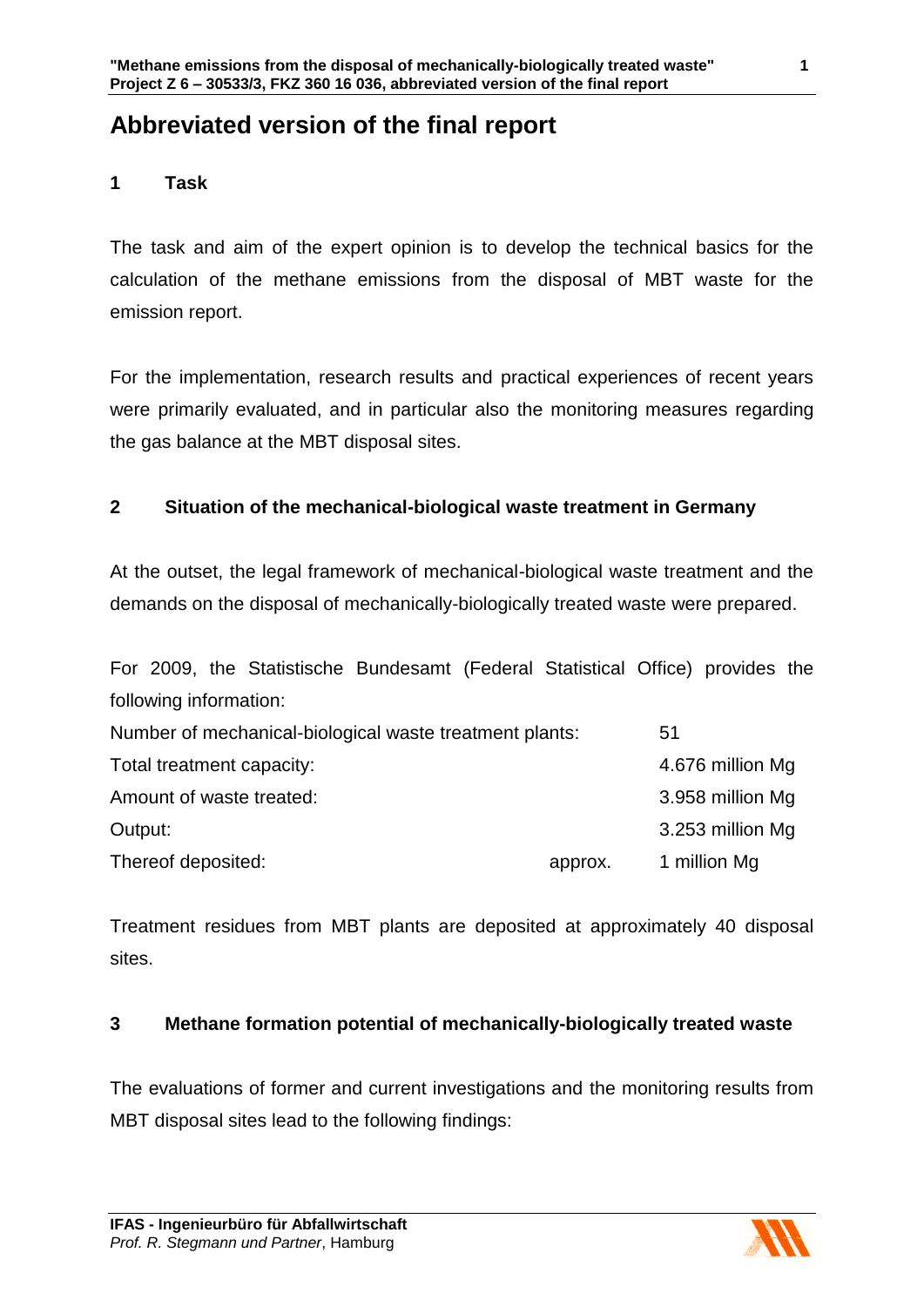# Abbreviated version of the final report

## 1 Task

The task and aim of the expert opinion is to develop the technical basics for the calculation of the methane emissions from the disposal of MBT waste for the emission report.

For the implementation, research results and practical experiences of recent years were primarily evaluated, and in particular also the monitoring measures regarding the gas balance at the MBT disposal sites.

## 2 Situation of the mechanical-biological waste treatment in Germany

At the outset, the legal framework of mechanical-biological waste treatment and the demands on the disposal of mechanically-biologically treated waste were prepared.

For 2009, the Statistische Bundesamt (Federal Statistical Office) provides the following information:

| | | |
|---|---|---|
| Number of mechanical-biological waste treatment plants: | | 51 |
| Total treatment capacity: | | 4.676 million Mg |
| Amount of waste treated: | | 3.958 million Mg |
| Output: | | 3.253 million Mg |
| Thereof deposited: | approx. | 1 million Mg |

Treatment residues from MBT plants are deposited at approximately 40 disposal sites.

## 3 Methane formation potential of mechanically-biologically treated waste

The evaluations of former and current investigations and the monitoring results from MBT disposal sites lead to the following findings: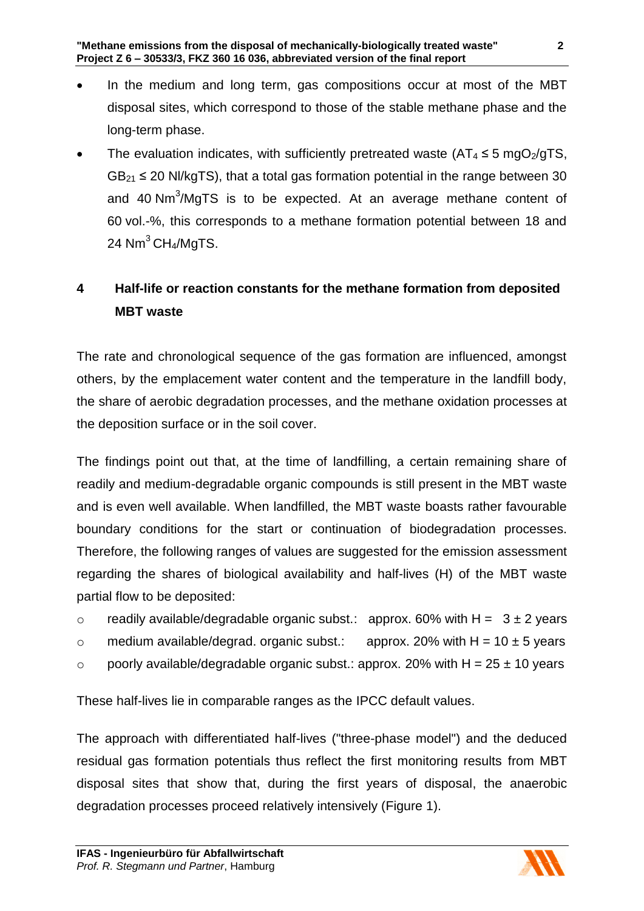- In the medium and long term, gas compositions occur at most of the MBT disposal sites, which correspond to those of the stable methane phase and the long-term phase.
- The evaluation indicates, with sufficiently pretreated waste ($AT_4 \leq 5$ $mgO_2/gTS$, $GB_{21} \leq 20$ Nl/kgTS), that a total gas formation potential in the range between 30 and 40 $Nm^3/MgTS$ is to be expected. At an average methane content of 60 vol.-%, this corresponds to a methane formation potential between 18 and 24 $Nm^3$ $CH_4/MgTS$.

## 4 Half-life or reaction constants for the methane formation from deposited MBT waste

The rate and chronological sequence of the gas formation are influenced, amongst others, by the emplacement water content and the temperature in the landfill body, the share of aerobic degradation processes, and the methane oxidation processes at the deposition surface or in the soil cover.

The findings point out that, at the time of landfilling, a certain remaining share of readily and medium-degradable organic compounds is still present in the MBT waste and is even well available. When landfilled, the MBT waste boasts rather favourable boundary conditions for the start or continuation of biodegradation processes. Therefore, the following ranges of values are suggested for the emission assessment regarding the shares of biological availability and half-lives (H) of the MBT waste partial flow to be deposited:

- readily available/degradable organic subst.: approx. 60% with $H = 3 \pm 2$ years
- medium available/degrad. organic subst.: approx. 20% with $H = 10 \pm 5$ years
- poorly available/degradable organic subst.: approx. 20% with $H = 25 \pm 10$ years

These half-lives lie in comparable ranges as the IPCC default values.

The approach with differentiated half-lives ("three-phase model") and the deduced residual gas formation potentials thus reflect the first monitoring results from MBT disposal sites that show that, during the first years of disposal, the anaerobic degradation processes proceed relatively intensively (Figure 1).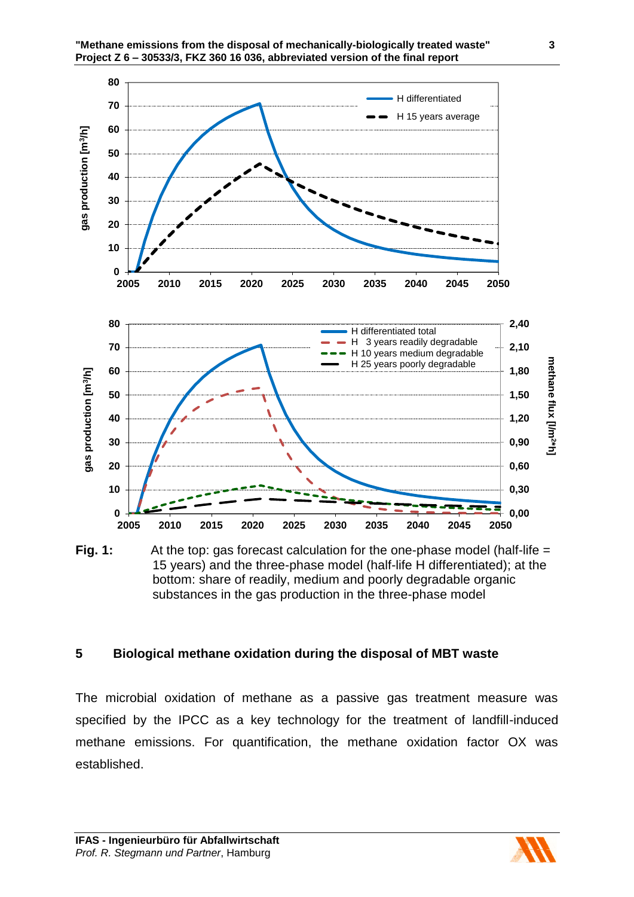gas production [m³/h]

80
70
60
50
40
30
20
10
0

2005 2010 2015 2020 2025 2030 2035 2040 2045 2050

H differentiated
H 15 years average

gas production [m³/h]

methane flux [l/m²*h]

80
70
60
50
40
30
20
10
0

2,40
2,10
1,80
1,50
1,20
0,90
0,60
0,30
0,00

2005 2010 2015 2020 2025 2030 2035 2040 2045 2050

H differentiated total
H 3 years readily degradable
H 10 years medium degradable
H 25 years poorly degradable

**Fig. 1:** At the top: gas forecast calculation for the one-phase model (half-life = 15 years) and the three-phase model (half-life H differentiated); at the bottom: share of readily, medium and poorly degradable organic substances in the gas production in the three-phase model

## 5 Biological methane oxidation during the disposal of MBT waste

The microbial oxidation of methane as a passive gas treatment measure was specified by the IPCC as a key technology for the treatment of landfill-induced methane emissions. For quantification, the methane oxidation factor OX was established.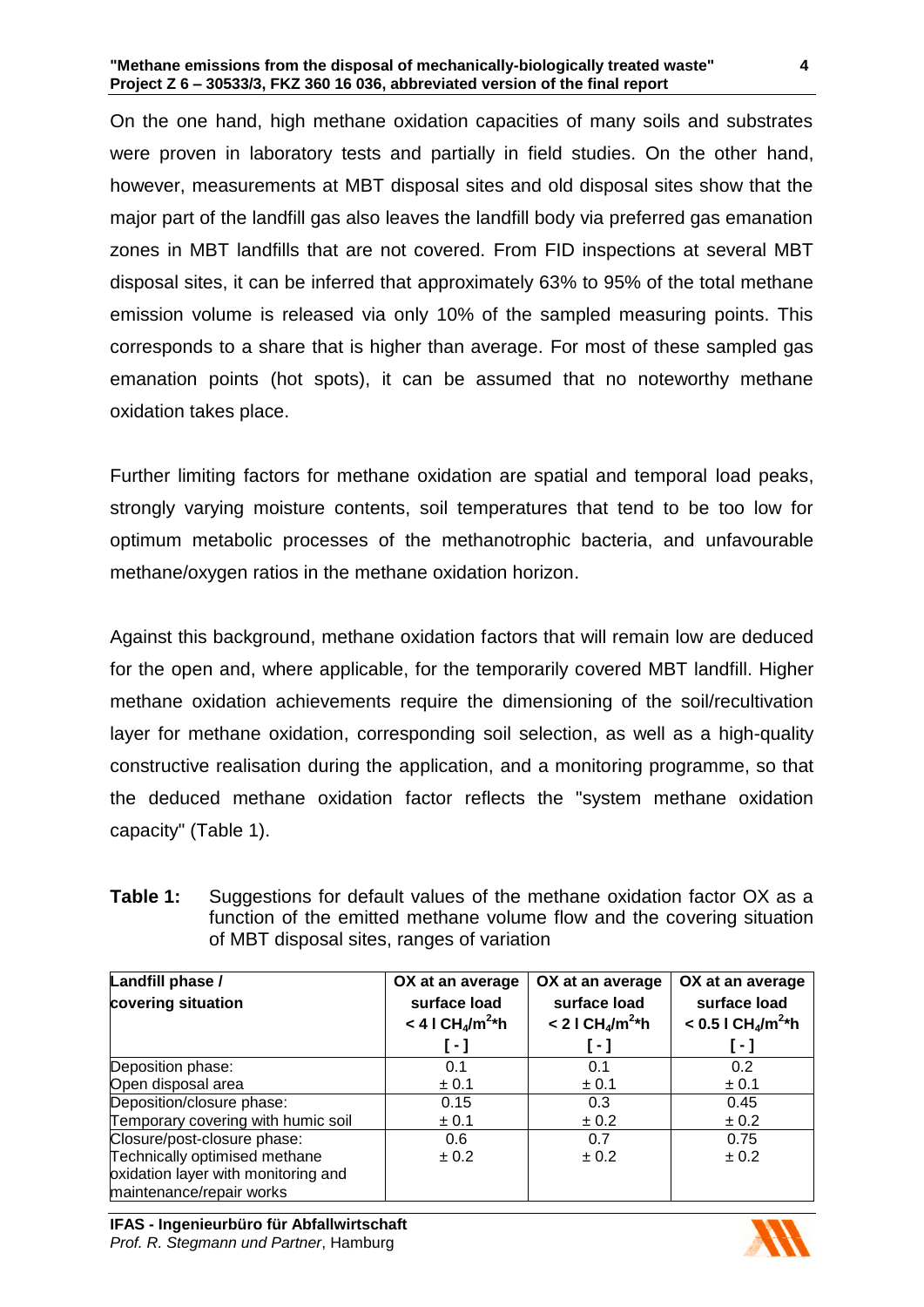On the one hand, high methane oxidation capacities of many soils and substrates were proven in laboratory tests and partially in field studies. On the other hand, however, measurements at MBT disposal sites and old disposal sites show that the major part of the landfill gas also leaves the landfill body via preferred gas emanation zones in MBT landfills that are not covered. From FID inspections at several MBT disposal sites, it can be inferred that approximately 63% to 95% of the total methane emission volume is released via only 10% of the sampled measuring points. This corresponds to a share that is higher than average. For most of these sampled gas emanation points (hot spots), it can be assumed that no noteworthy methane oxidation takes place.

Further limiting factors for methane oxidation are spatial and temporal load peaks, strongly varying moisture contents, soil temperatures that tend to be too low for optimum metabolic processes of the methanotrophic bacteria, and unfavourable methane/oxygen ratios in the methane oxidation horizon.

Against this background, methane oxidation factors that will remain low are deduced for the open and, where applicable, for the temporarily covered MBT landfill. Higher methane oxidation achievements require the dimensioning of the soil/recultivation layer for methane oxidation, corresponding soil selection, as well as a high-quality constructive realisation during the application, and a monitoring programme, so that the deduced methane oxidation factor reflects the "system methane oxidation capacity" (Table 1).

**Table 1:** Suggestions for default values of the methane oxidation factor OX as a function of the emitted methane volume flow and the covering situation of MBT disposal sites, ranges of variation

| Landfill phase / covering situation | OX at an average surface load < 4 l $CH_4$/$m^2$*h [ - ] | OX at an average surface load < 2 l $CH_4$/$m^2$*h [ - ] | OX at an average surface load < 0.5 l $CH_4$/$m^2$*h [ - ] |
|---|---|---|---|
| Deposition phase: Open disposal area | 0.1 ± 0.1 | 0.1 ± 0.1 | 0.2 ± 0.1 |
| Deposition/closure phase: Temporary covering with humic soil | 0.15 ± 0.1 | 0.3 ± 0.2 | 0.45 ± 0.2 |
| Closure/post-closure phase: Technically optimised methane oxidation layer with monitoring and maintenance/repair works | 0.6 ± 0.2 | 0.7 ± 0.2 | 0.75 ± 0.2 |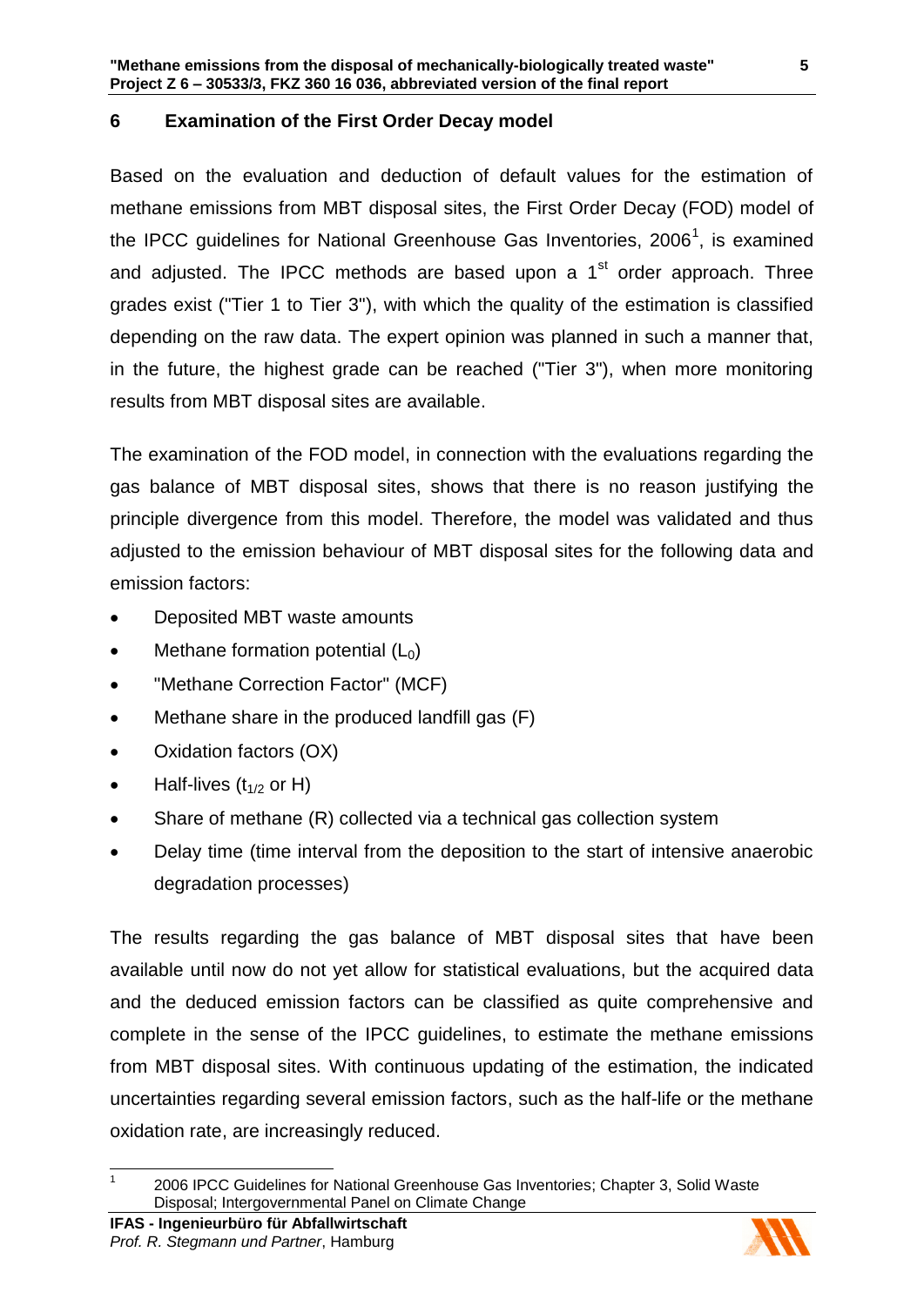## 6 Examination of the First Order Decay model

Based on the evaluation and deduction of default values for the estimation of methane emissions from MBT disposal sites, the First Order Decay (FOD) model of the IPCC guidelines for National Greenhouse Gas Inventories, 2006[1], is examined and adjusted. The IPCC methods are based upon a 1st order approach. Three grades exist ("Tier 1 to Tier 3"), with which the quality of the estimation is classified depending on the raw data. The expert opinion was planned in such a manner that, in the future, the highest grade can be reached ("Tier 3"), when more monitoring results from MBT disposal sites are available.

The examination of the FOD model, in connection with the evaluations regarding the gas balance of MBT disposal sites, shows that there is no reason justifying the principle divergence from this model. Therefore, the model was validated and thus adjusted to the emission behaviour of MBT disposal sites for the following data and emission factors:

- Deposited MBT waste amounts
- Methane formation potential ($L_0$)
- "Methane Correction Factor" (MCF)
- Methane share in the produced landfill gas (F)
- Oxidation factors (OX)
- Half-lives ($t_{1/2}$ or H)
- Share of methane (R) collected via a technical gas collection system
- Delay time (time interval from the deposition to the start of intensive anaerobic degradation processes)

The results regarding the gas balance of MBT disposal sites that have been available until now do not yet allow for statistical evaluations, but the acquired data and the deduced emission factors can be classified as quite comprehensive and complete in the sense of the IPCC guidelines, to estimate the methane emissions from MBT disposal sites. With continuous updating of the estimation, the indicated uncertainties regarding several emission factors, such as the half-life or the methane oxidation rate, are increasingly reduced.

[1] 2006 IPCC Guidelines for National Greenhouse Gas Inventories; Chapter 3, Solid Waste Disposal; Intergovernmental Panel on Climate Change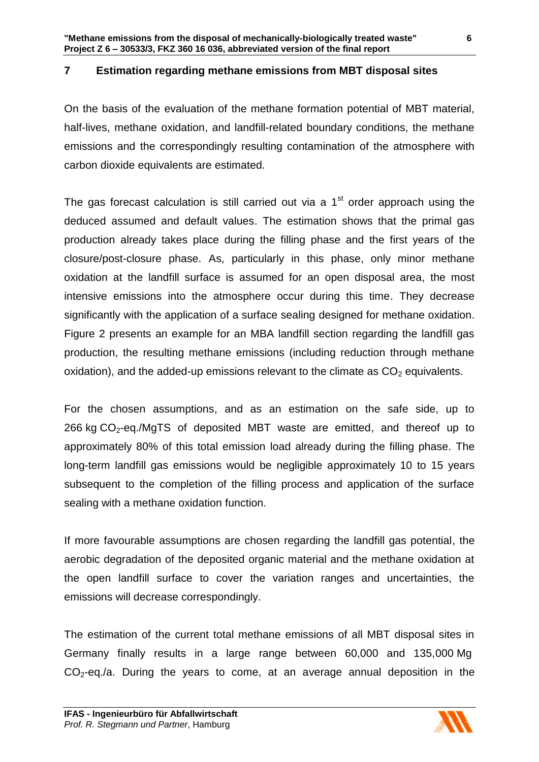## 7 Estimation regarding methane emissions from MBT disposal sites

On the basis of the evaluation of the methane formation potential of MBT material, half-lives, methane oxidation, and landfill-related boundary conditions, the methane emissions and the correspondingly resulting contamination of the atmosphere with carbon dioxide equivalents are estimated.

The gas forecast calculation is still carried out via a 1st order approach using the deduced assumed and default values. The estimation shows that the primal gas production already takes place during the filling phase and the first years of the closure/post-closure phase. As, particularly in this phase, only minor methane oxidation at the landfill surface is assumed for an open disposal area, the most intensive emissions into the atmosphere occur during this time. They decrease significantly with the application of a surface sealing designed for methane oxidation. Figure 2 presents an example for an MBA landfill section regarding the landfill gas production, the resulting methane emissions (including reduction through methane oxidation), and the added-up emissions relevant to the climate as $CO_2$ equivalents.

For the chosen assumptions, and as an estimation on the safe side, up to 266 kg $CO_2$-eq./MgTS of deposited MBT waste are emitted, and thereof up to approximately 80% of this total emission load already during the filling phase. The long-term landfill gas emissions would be negligible approximately 10 to 15 years subsequent to the completion of the filling process and application of the surface sealing with a methane oxidation function.

If more favourable assumptions are chosen regarding the landfill gas potential, the aerobic degradation of the deposited organic material and the methane oxidation at the open landfill surface to cover the variation ranges and uncertainties, the emissions will decrease correspondingly.

The estimation of the current total methane emissions of all MBT disposal sites in Germany finally results in a large range between 60,000 and 135,000 Mg $CO_2$-eq./a. During the years to come, at an average annual deposition in the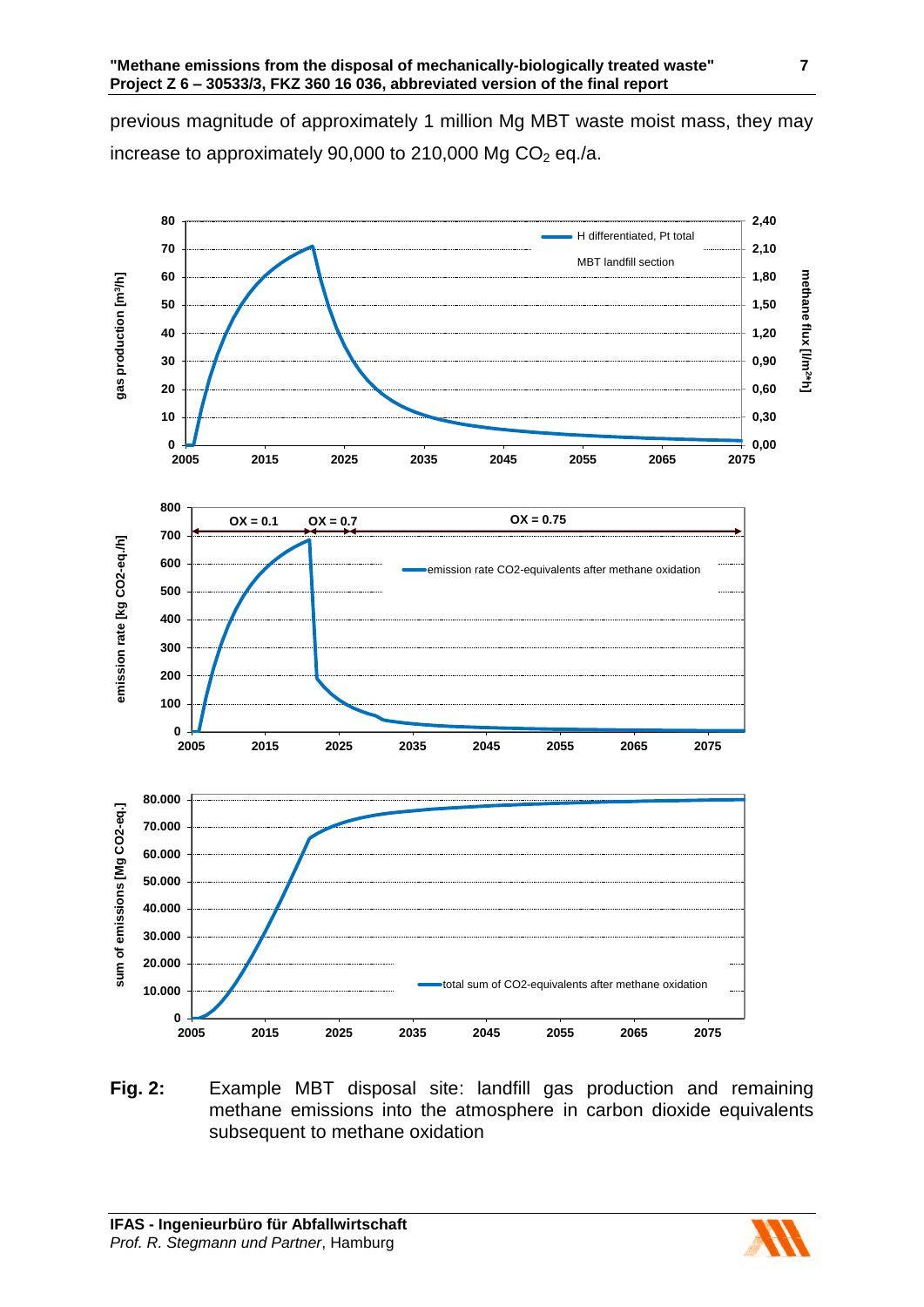previous magnitude of approximately 1 million Mg MBT waste moist mass, they may increase to approximately 90,000 to 210,000 Mg $CO_2$ eq./a.

H differentiated, Pt total

MBT landfill section

gas production [m³/h]

methane flux [l/m²*h]

0 10 20 30 40 50 60 70 80

0,00 0,30 0,60 0,90 1,20 1,50 1,80 2,10 2,40

2005 2015 2025 2035 2045 2055 2065 2075

OX = 0.1 OX = 0.7 OX = 0.75

emission rate CO2-equivalents after methane oxidation

emission rate [kg CO2-eq./h]

0 100 200 300 400 500 600 700 800

2005 2015 2025 2035 2045 2055 2065 2075

total sum of CO2-equivalents after methane oxidation

sum of emissions [Mg CO2-eq.]

0 10.000 20.000 30.000 40.000 50.000 60.000 70.000 80.000

2005 2015 2025 2035 2045 2055 2065 2075

**Fig. 2:** Example MBT disposal site: landfill gas production and remaining methane emissions into the atmosphere in carbon dioxide equivalents subsequent to methane oxidation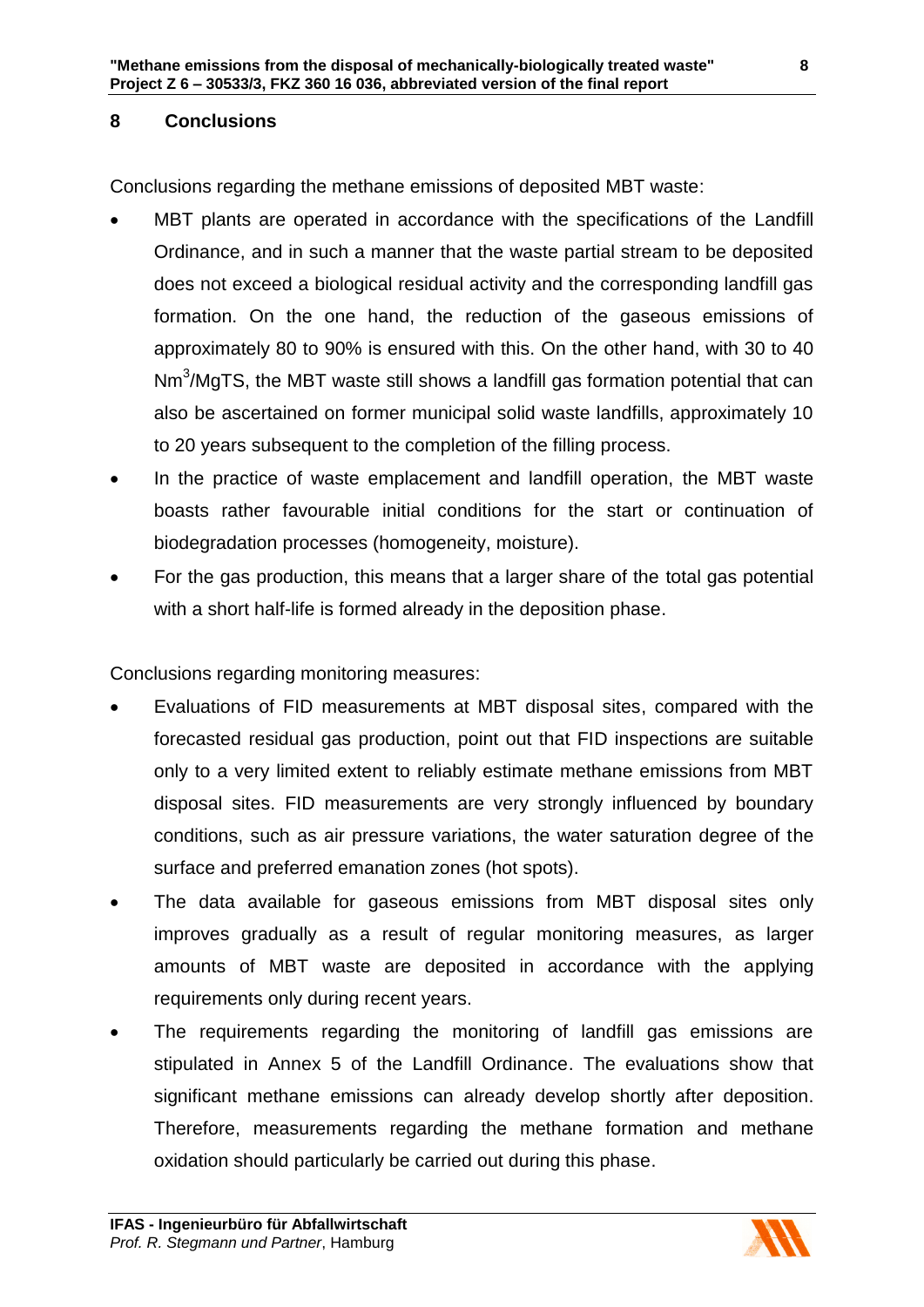## 8 Conclusions

Conclusions regarding the methane emissions of deposited MBT waste:

- MBT plants are operated in accordance with the specifications of the Landfill Ordinance, and in such a manner that the waste partial stream to be deposited does not exceed a biological residual activity and the corresponding landfill gas formation. On the one hand, the reduction of the gaseous emissions of approximately 80 to 90% is ensured with this. On the other hand, with 30 to 40 $Nm^3$/MgTS, the MBT waste still shows a landfill gas formation potential that can also be ascertained on former municipal solid waste landfills, approximately 10 to 20 years subsequent to the completion of the filling process.
- In the practice of waste emplacement and landfill operation, the MBT waste boasts rather favourable initial conditions for the start or continuation of biodegradation processes (homogeneity, moisture).
- For the gas production, this means that a larger share of the total gas potential with a short half-life is formed already in the deposition phase.

Conclusions regarding monitoring measures:

- Evaluations of FID measurements at MBT disposal sites, compared with the forecasted residual gas production, point out that FID inspections are suitable only to a very limited extent to reliably estimate methane emissions from MBT disposal sites. FID measurements are very strongly influenced by boundary conditions, such as air pressure variations, the water saturation degree of the surface and preferred emanation zones (hot spots).
- The data available for gaseous emissions from MBT disposal sites only improves gradually as a result of regular monitoring measures, as larger amounts of MBT waste are deposited in accordance with the applying requirements only during recent years.
- The requirements regarding the monitoring of landfill gas emissions are stipulated in Annex 5 of the Landfill Ordinance. The evaluations show that significant methane emissions can already develop shortly after deposition. Therefore, measurements regarding the methane formation and methane oxidation should particularly be carried out during this phase.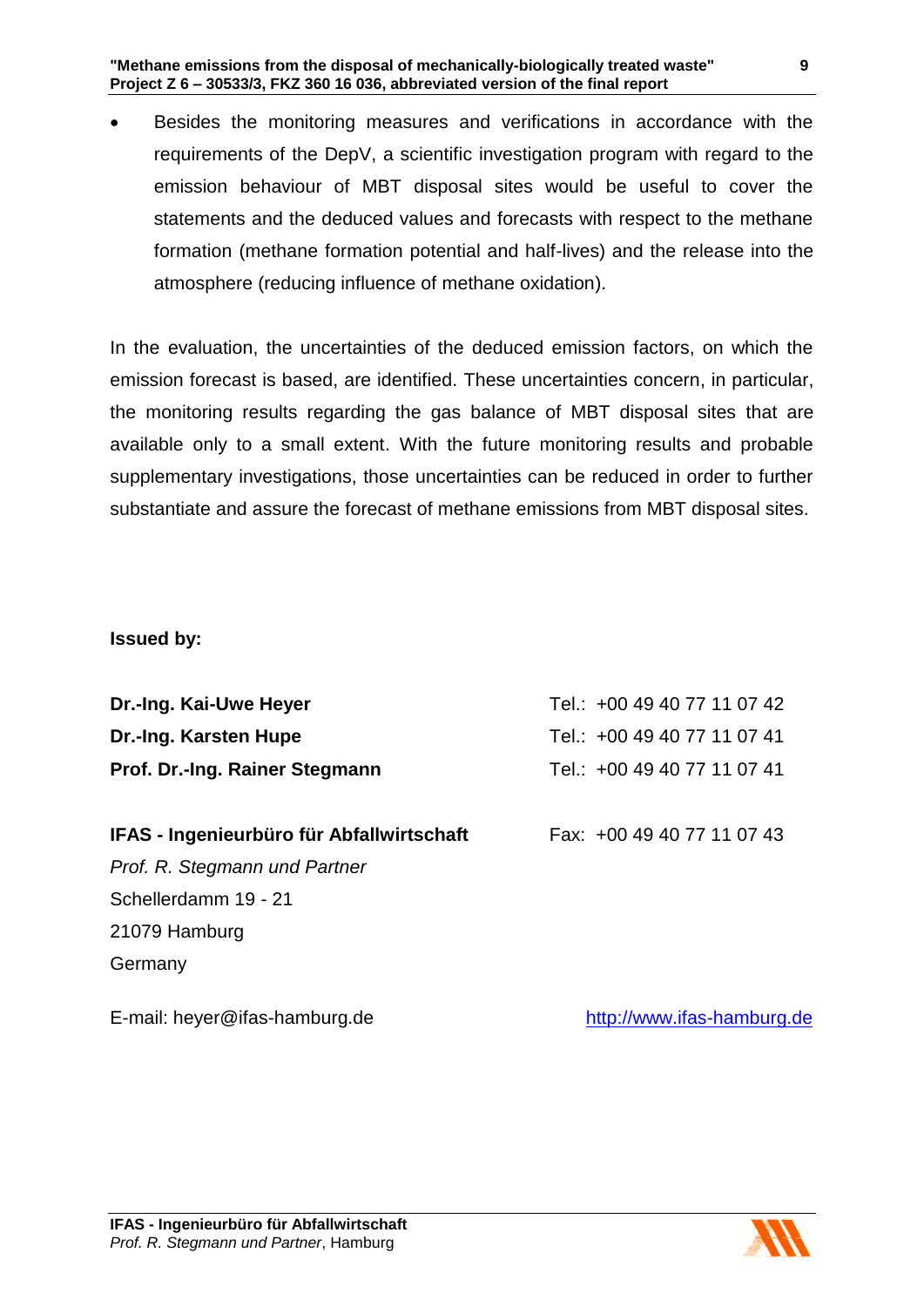- Besides the monitoring measures and verifications in accordance with the requirements of the DepV, a scientific investigation program with regard to the emission behaviour of MBT disposal sites would be useful to cover the statements and the deduced values and forecasts with respect to the methane formation (methane formation potential and half-lives) and the release into the atmosphere (reducing influence of methane oxidation).

In the evaluation, the uncertainties of the deduced emission factors, on which the emission forecast is based, are identified. These uncertainties concern, in particular, the monitoring results regarding the gas balance of MBT disposal sites that are available only to a small extent. With the future monitoring results and probable supplementary investigations, those uncertainties can be reduced in order to further substantiate and assure the forecast of methane emissions from MBT disposal sites.

**Issued by:**

**Dr.-Ing. Kai-Uwe Heyer** Tel.: +00 49 40 77 11 07 42
**Dr.-Ing. Karsten Hupe** Tel.: +00 49 40 77 11 07 41
**Prof. Dr.-Ing. Rainer Stegmann** Tel.: +00 49 40 77 11 07 41

**IFAS - Ingenieurbüro für Abfallwirtschaft** Fax: +00 49 40 77 11 07 43
*Prof. R. Stegmann und Partner*
Schellerdamm 19 - 21
21079 Hamburg
Germany

E-mail: heyer@ifas-hamburg.de http://www.ifas-hamburg.de